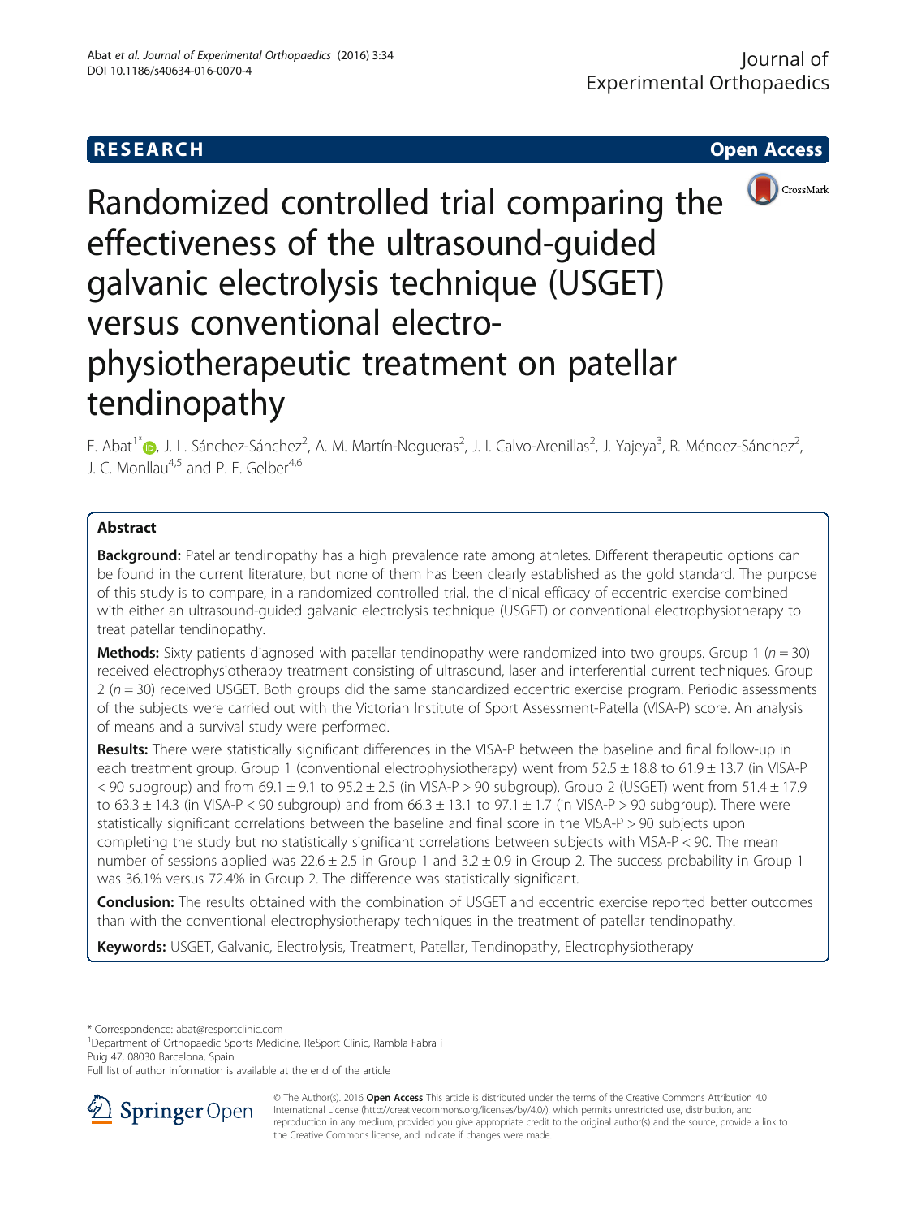**RESEARCH** **Open Access**

# Randomized controlled trial comparing the effectiveness of the ultrasound-guided galvanic electrolysis technique (USGET) versus conventional electro-physiotherapeutic treatment on patellar tendinopathy

F. Abat[1*], J. L. Sánchez-Sánchez[2], A. M. Martín-Nogueras[2], J. I. Calvo-Arenillas[2], J. Yajeya[3], R. Méndez-Sánchez[2], J. C. Monllau[4,5] and P. E. Gelber[4,6]

## Abstract

**Background:** Patellar tendinopathy has a high prevalence rate among athletes. Different therapeutic options can be found in the current literature, but none of them has been clearly established as the gold standard. The purpose of this study is to compare, in a randomized controlled trial, the clinical efficacy of eccentric exercise combined with either an ultrasound-guided galvanic electrolysis technique (USGET) or conventional electrophysiotherapy to treat patellar tendinopathy.

**Methods:** Sixty patients diagnosed with patellar tendinopathy were randomized into two groups. Group 1 ($n = 30$) received electrophysiotherapy treatment consisting of ultrasound, laser and interferential current techniques. Group 2 ($n = 30$) received USGET. Both groups did the same standardized eccentric exercise program. Periodic assessments of the subjects were carried out with the Victorian Institute of Sport Assessment-Patella (VISA-P) score. An analysis of means and a survival study were performed.

**Results:** There were statistically significant differences in the VISA-P between the baseline and final follow-up in each treatment group. Group 1 (conventional electrophysiotherapy) went from $52.5 \pm 18.8$ to $61.9 \pm 13.7$ (in VISA-P $< 90$ subgroup) and from $69.1 \pm 9.1$ to $95.2 \pm 2.5$ (in VISA-P $> 90$ subgroup). Group 2 (USGET) went from $51.4 \pm 17.9$ to $63.3 \pm 14.3$ (in VISA-P $< 90$ subgroup) and from $66.3 \pm 13.1$ to $97.1 \pm 1.7$ (in VISA-P $> 90$ subgroup). There were statistically significant correlations between the baseline and final score in the VISA-P $> 90$ subjects upon completing the study but no statistically significant correlations between subjects with VISA-P $< 90$. The mean number of sessions applied was $22.6 \pm 2.5$ in Group 1 and $3.2 \pm 0.9$ in Group 2. The success probability in Group 1 was 36.1% versus 72.4% in Group 2. The difference was statistically significant.

**Conclusion:** The results obtained with the combination of USGET and eccentric exercise reported better outcomes than with the conventional electrophysiotherapy techniques in the treatment of patellar tendinopathy.

**Keywords:** USGET, Galvanic, Electrolysis, Treatment, Patellar, Tendinopathy, Electrophysiotherapy

\* Correspondence: abat@resportclinic.com
[1]Department of Orthopaedic Sports Medicine, ReSport Clinic, Rambla Fabra i Puig 47, 08030 Barcelona, Spain
Full list of author information is available at the end of the article

© The Author(s). 2016 **Open Access** This article is distributed under the terms of the Creative Commons Attribution 4.0 International License (http://creativecommons.org/licenses/by/4.0/), which permits unrestricted use, distribution, and reproduction in any medium, provided you give appropriate credit to the original author(s) and the source, provide a link to the Creative Commons license, and indicate if changes were made.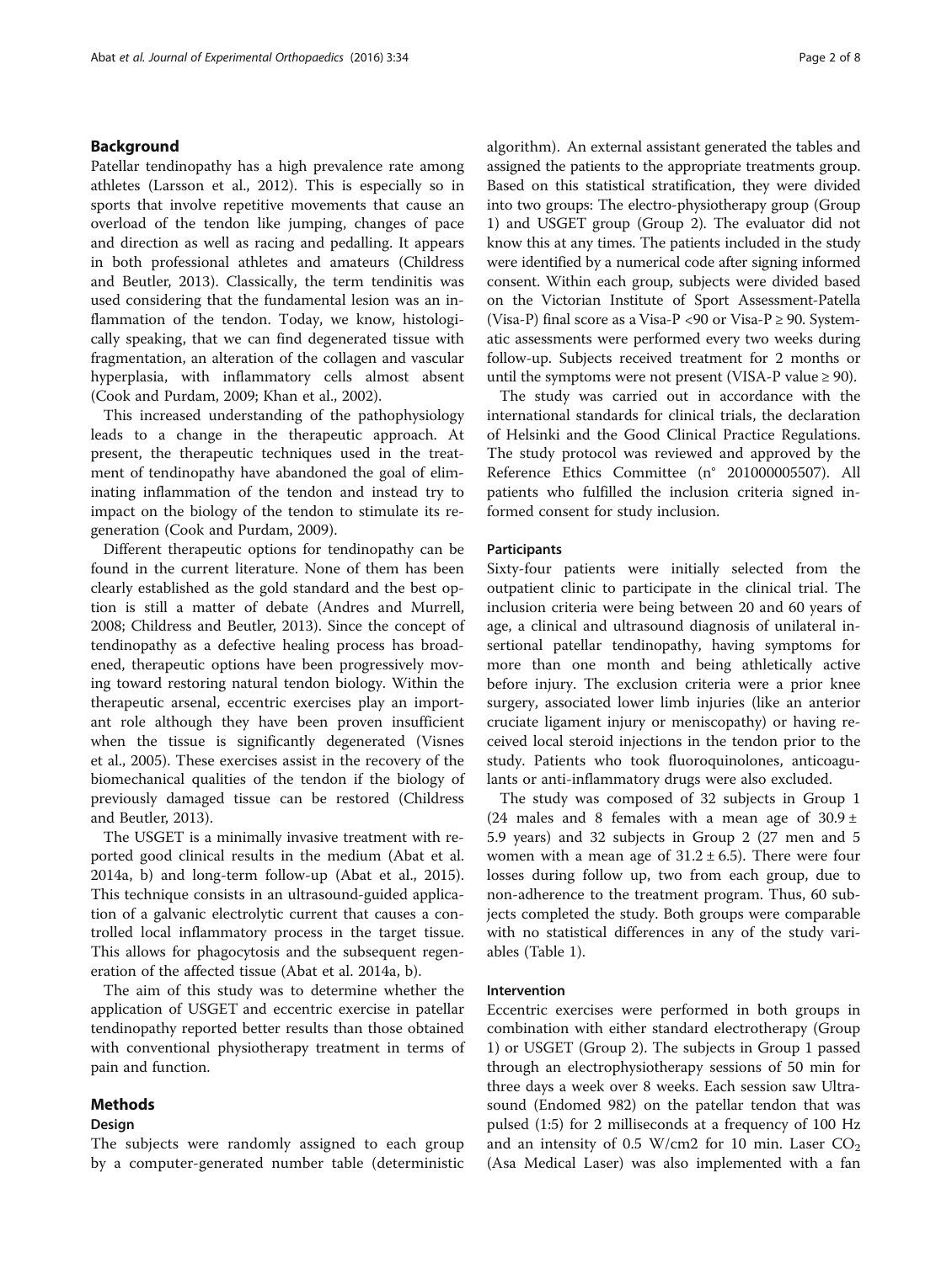## Background

Patellar tendinopathy has a high prevalence rate among athletes (Larsson et al., 2012). This is especially so in sports that involve repetitive movements that cause an overload of the tendon like jumping, changes of pace and direction as well as racing and pedalling. It appears in both professional athletes and amateurs (Childress and Beutler, 2013). Classically, the term tendinitis was used considering that the fundamental lesion was an inflammation of the tendon. Today, we know, histologically speaking, that we can find degenerated tissue with fragmentation, an alteration of the collagen and vascular hyperplasia, with inflammatory cells almost absent (Cook and Purdam, 2009; Khan et al., 2002).

This increased understanding of the pathophysiology leads to a change in the therapeutic approach. At present, the therapeutic techniques used in the treatment of tendinopathy have abandoned the goal of eliminating inflammation of the tendon and instead try to impact on the biology of the tendon to stimulate its regeneration (Cook and Purdam, 2009).

Different therapeutic options for tendinopathy can be found in the current literature. None of them has been clearly established as the gold standard and the best option is still a matter of debate (Andres and Murrell, 2008; Childress and Beutler, 2013). Since the concept of tendinopathy as a defective healing process has broadened, therapeutic options have been progressively moving toward restoring natural tendon biology. Within the therapeutic arsenal, eccentric exercises play an important role although they have been proven insufficient when the tissue is significantly degenerated (Visnes et al., 2005). These exercises assist in the recovery of the biomechanical qualities of the tendon if the biology of previously damaged tissue can be restored (Childress and Beutler, 2013).

The USGET is a minimally invasive treatment with reported good clinical results in the medium (Abat et al. 2014a, b) and long-term follow-up (Abat et al., 2015). This technique consists in an ultrasound-guided application of a galvanic electrolytic current that causes a controlled local inflammatory process in the target tissue. This allows for phagocytosis and the subsequent regeneration of the affected tissue (Abat et al. 2014a, b).

The aim of this study was to determine whether the application of USGET and eccentric exercise in patellar tendinopathy reported better results than those obtained with conventional physiotherapy treatment in terms of pain and function.

## Methods

### Design

The subjects were randomly assigned to each group by a computer-generated number table (deterministic algorithm). An external assistant generated the tables and assigned the patients to the appropriate treatments group. Based on this statistical stratification, they were divided into two groups: The electro-physiotherapy group (Group 1) and USGET group (Group 2). The evaluator did not know this at any times. The patients included in the study were identified by a numerical code after signing informed consent. Within each group, subjects were divided based on the Victorian Institute of Sport Assessment-Patella (Visa-P) final score as a Visa-P <90 or Visa-P ≥ 90. Systematic assessments were performed every two weeks during follow-up. Subjects received treatment for 2 months or until the symptoms were not present (VISA-P value ≥ 90).

The study was carried out in accordance with the international standards for clinical trials, the declaration of Helsinki and the Good Clinical Practice Regulations. The study protocol was reviewed and approved by the Reference Ethics Committee (n° 201000005507). All patients who fulfilled the inclusion criteria signed informed consent for study inclusion.

### Participants

Sixty-four patients were initially selected from the outpatient clinic to participate in the clinical trial. The inclusion criteria were being between 20 and 60 years of age, a clinical and ultrasound diagnosis of unilateral insertional patellar tendinopathy, having symptoms for more than one month and being athletically active before injury. The exclusion criteria were a prior knee surgery, associated lower limb injuries (like an anterior cruciate ligament injury or meniscopathy) or having received local steroid injections in the tendon prior to the study. Patients who took fluoroquinolones, anticoagulants or anti-inflammatory drugs were also excluded.

The study was composed of 32 subjects in Group 1 (24 males and 8 females with a mean age of $30.9 \pm 5.9$ years) and 32 subjects in Group 2 (27 men and 5 women with a mean age of $31.2 \pm 6.5$). There were four losses during follow up, two from each group, due to non-adherence to the treatment program. Thus, 60 subjects completed the study. Both groups were comparable with no statistical differences in any of the study variables (Table 1).

### Intervention

Eccentric exercises were performed in both groups in combination with either standard electrotherapy (Group 1) or USGET (Group 2). The subjects in Group 1 passed through an electrophysiotherapy sessions of 50 min for three days a week over 8 weeks. Each session saw Ultrasound (Endomed 982) on the patellar tendon that was pulsed (1:5) for 2 milliseconds at a frequency of 100 Hz and an intensity of 0.5 W/cm2 for 10 min. Laser $CO_2$ (Asa Medical Laser) was also implemented with a fan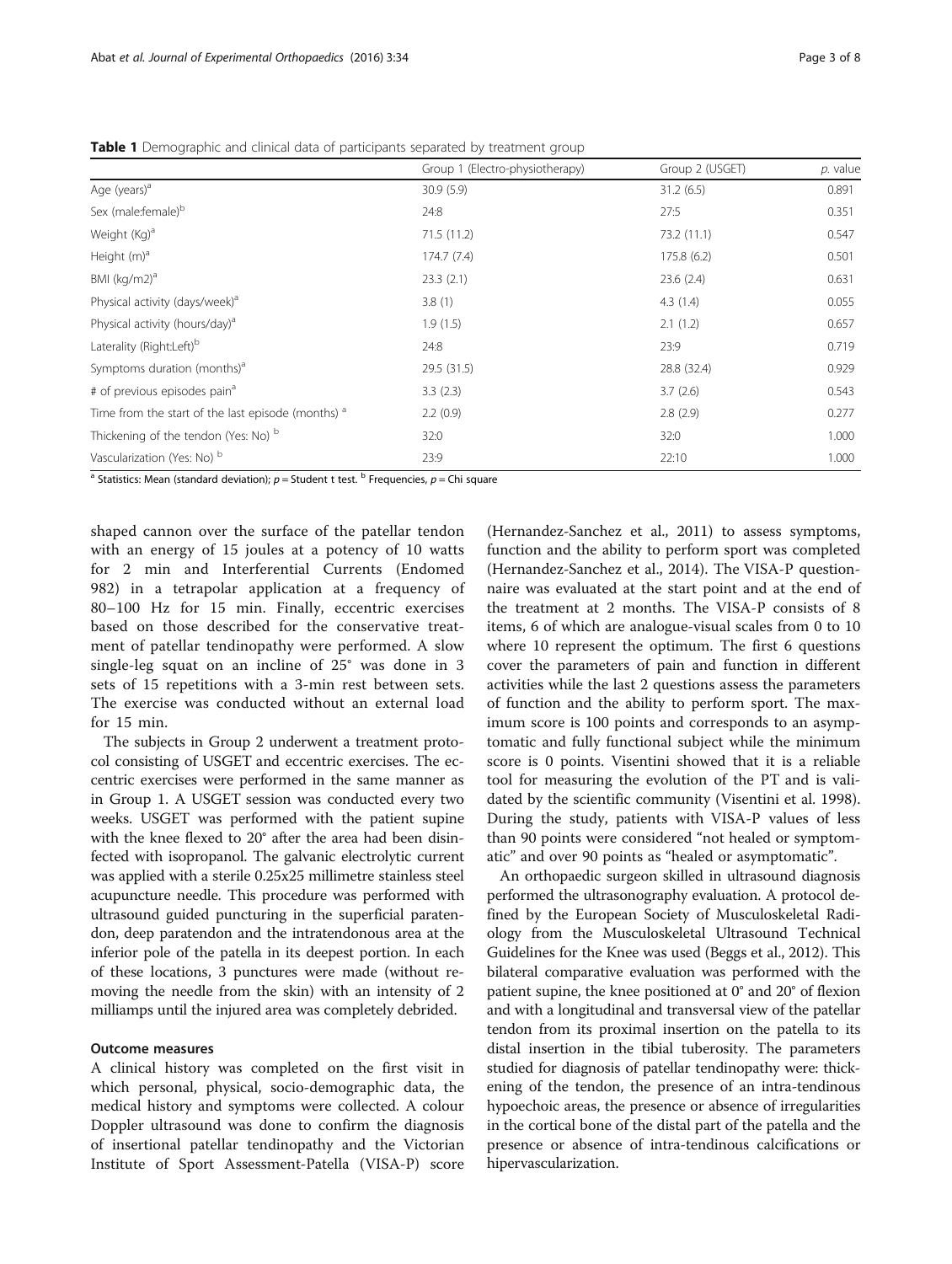**Table 1** Demographic and clinical data of participants separated by treatment group

| | Group 1 (Electro-physiotherapy) | Group 2 (USGET) | *p*. value |
|---|---|---|---|
| Age (years)[a] | 30.9 (5.9) | 31.2 (6.5) | 0.891 |
| Sex (male:female)[b] | 24:8 | 27:5 | 0.351 |
| Weight (Kg)[a] | 71.5 (11.2) | 73.2 (11.1) | 0.547 |
| Height (m)[a] | 174.7 (7.4) | 175.8 (6.2) | 0.501 |
| BMI (kg/m2)[a] | 23.3 (2.1) | 23.6 (2.4) | 0.631 |
| Physical activity (days/week)[a] | 3.8 (1) | 4.3 (1.4) | 0.055 |
| Physical activity (hours/day)[a] | 1.9 (1.5) | 2.1 (1.2) | 0.657 |
| Laterality (Right:Left)[b] | 24:8 | 23:9 | 0.719 |
| Symptoms duration (months)[a] | 29.5 (31.5) | 28.8 (32.4) | 0.929 |
| # of previous episodes pain[a] | 3.3 (2.3) | 3.7 (2.6) | 0.543 |
| Time from the start of the last episode (months) [a] | 2.2 (0.9) | 2.8 (2.9) | 0.277 |
| Thickening of the tendon (Yes: No) [b] | 32:0 | 32:0 | 1.000 |
| Vascularization (Yes: No) [b] | 23:9 | 22:10 | 1.000 |

[a] Statistics: Mean (standard deviation); $p$ = Student t test. [b] Frequencies, $p$ = Chi square

shaped cannon over the surface of the patellar tendon with an energy of 15 joules at a potency of 10 watts for 2 min and Interferential Currents (Endomed 982) in a tetrapolar application at a frequency of 80–100 Hz for 15 min. Finally, eccentric exercises based on those described for the conservative treatment of patellar tendinopathy were performed. A slow single-leg squat on an incline of 25° was done in 3 sets of 15 repetitions with a 3-min rest between sets. The exercise was conducted without an external load for 15 min.

The subjects in Group 2 underwent a treatment protocol consisting of USGET and eccentric exercises. The eccentric exercises were performed in the same manner as in Group 1. A USGET session was conducted every two weeks. USGET was performed with the patient supine with the knee flexed to 20° after the area had been disinfected with isopropanol. The galvanic electrolytic current was applied with a sterile 0.25x25 millimetre stainless steel acupuncture needle. This procedure was performed with ultrasound guided puncturing in the superficial paratendon, deep paratendon and the intratendonous area at the inferior pole of the patella in its deepest portion. In each of these locations, 3 punctures were made (without removing the needle from the skin) with an intensity of 2 milliamps until the injured area was completely debrided.

### Outcome measures

A clinical history was completed on the first visit in which personal, physical, socio-demographic data, the medical history and symptoms were collected. A colour Doppler ultrasound was done to confirm the diagnosis of insertional patellar tendinopathy and the Victorian Institute of Sport Assessment-Patella (VISA-P) score (Hernandez-Sanchez et al., 2011) to assess symptoms, function and the ability to perform sport was completed (Hernandez-Sanchez et al., 2014). The VISA-P questionnaire was evaluated at the start point and at the end of the treatment at 2 months. The VISA-P consists of 8 items, 6 of which are analogue-visual scales from 0 to 10 where 10 represent the optimum. The first 6 questions cover the parameters of pain and function in different activities while the last 2 questions assess the parameters of function and the ability to perform sport. The maximum score is 100 points and corresponds to an asymptomatic and fully functional subject while the minimum score is 0 points. Visentini showed that it is a reliable tool for measuring the evolution of the PT and is validated by the scientific community (Visentini et al. 1998). During the study, patients with VISA-P values of less than 90 points were considered "not healed or symptomatic" and over 90 points as "healed or asymptomatic".

An orthopaedic surgeon skilled in ultrasound diagnosis performed the ultrasonography evaluation. A protocol defined by the European Society of Musculoskeletal Radiology from the Musculoskeletal Ultrasound Technical Guidelines for the Knee was used (Beggs et al., 2012). This bilateral comparative evaluation was performed with the patient supine, the knee positioned at 0° and 20° of flexion and with a longitudinal and transversal view of the patellar tendon from its proximal insertion on the patella to its distal insertion in the tibial tuberosity. The parameters studied for diagnosis of patellar tendinopathy were: thickening of the tendon, the presence of an intra-tendinous hypoechoic areas, the presence or absence of irregularities in the cortical bone of the distal part of the patella and the presence or absence of intra-tendinous calcifications or hipervascularization.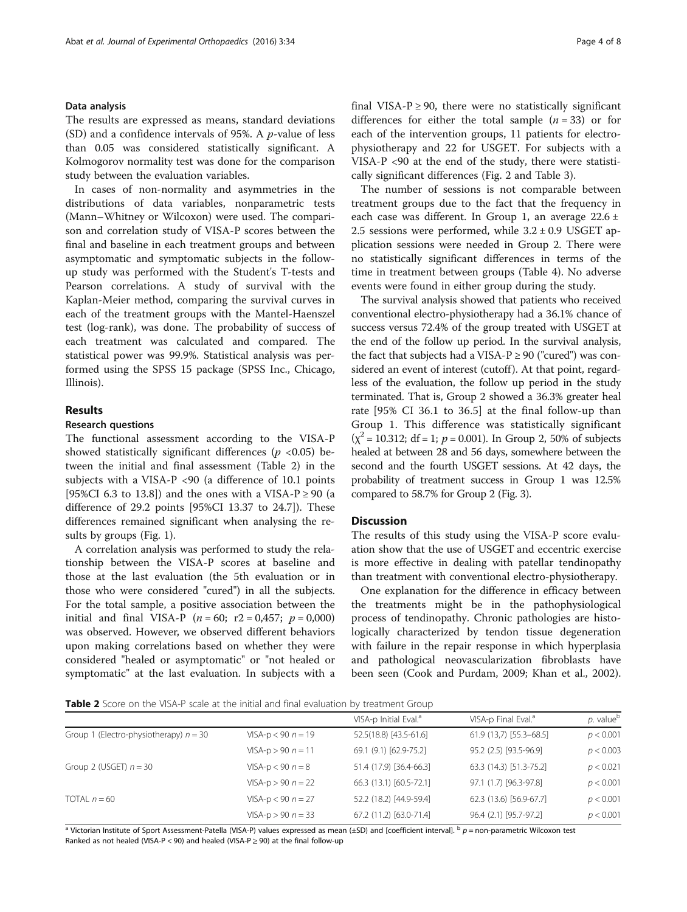### Data analysis

The results are expressed as means, standard deviations (SD) and a confidence intervals of 95%. A *p*-value of less than 0.05 was considered statistically significant. A Kolmogorov normality test was done for the comparison study between the evaluation variables.

In cases of non-normality and asymmetries in the distributions of data variables, nonparametric tests (Mann–Whitney or Wilcoxon) were used. The comparison and correlation study of VISA-P scores between the final and baseline in each treatment groups and between asymptomatic and symptomatic subjects in the follow-up study was performed with the Student's T-tests and Pearson correlations. A study of survival with the Kaplan-Meier method, comparing the survival curves in each of the treatment groups with the Mantel-Haenszel test (log-rank), was done. The probability of success of each treatment was calculated and compared. The statistical power was 99.9%. Statistical analysis was performed using the SPSS 15 package (SPSS Inc., Chicago, Illinois).

## Results

### Research questions

The functional assessment according to the VISA-P showed statistically significant differences ($p < 0.05$) between the initial and final assessment (Table 2) in the subjects with a VISA-P <90 (a difference of 10.1 points [95%CI 6.3 to 13.8]) and the ones with a VISA-P ≥ 90 (a difference of 29.2 points [95%CI 13.37 to 24.7]). These differences remained significant when analysing the results by groups (Fig. 1).

A correlation analysis was performed to study the relationship between the VISA-P scores at baseline and those at the last evaluation (the 5th evaluation or in those who were considered "cured") in all the subjects. For the total sample, a positive association between the initial and final VISA-P ($n = 60$; $r2 = 0{,}457$; $p = 0{,}000$) was observed. However, we observed different behaviors upon making correlations based on whether they were considered "healed or asymptomatic" or "not healed or symptomatic" at the last evaluation. In subjects with a final VISA-P ≥ 90, there were no statistically significant differences for either the total sample ($n = 33$) or for each of the intervention groups, 11 patients for electro-physiotherapy and 22 for USGET. For subjects with a VISA-P <90 at the end of the study, there were statistically significant differences (Fig. 2 and Table 3).

The number of sessions is not comparable between treatment groups due to the fact that the frequency in each case was different. In Group 1, an average 22.6 ± 2.5 sessions were performed, while 3.2 ± 0.9 USGET application sessions were needed in Group 2. There were no statistically significant differences in terms of the time in treatment between groups (Table 4). No adverse events were found in either group during the study.

The survival analysis showed that patients who received conventional electro-physiotherapy had a 36.1% chance of success versus 72.4% of the group treated with USGET at the end of the follow up period. In the survival analysis, the fact that subjects had a VISA-P ≥ 90 ("cured") was considered an event of interest (cutoff). At that point, regardless of the evaluation, the follow up period in the study terminated. That is, Group 2 showed a 36.3% greater heal rate [95% CI 36.1 to 36.5] at the final follow-up than Group 1. This difference was statistically significant ($\chi^2 = 10.312$; df = 1; $p = 0.001$). In Group 2, 50% of subjects healed at between 28 and 56 days, somewhere between the second and the fourth USGET sessions. At 42 days, the probability of treatment success in Group 1 was 12.5% compared to 58.7% for Group 2 (Fig. 3).

## Discussion

The results of this study using the VISA-P score evaluation show that the use of USGET and eccentric exercise is more effective in dealing with patellar tendinopathy than treatment with conventional electro-physiotherapy.

One explanation for the difference in efficacy between the treatments might be in the pathophysiological process of tendinopathy. Chronic pathologies are histologically characterized by tendon tissue degeneration with failure in the repair response in which hyperplasia and pathological neovascularization fibroblasts have been seen (Cook and Purdam, 2009; Khan et al., 2002).

**Table 2** Score on the VISA-P scale at the initial and final evaluation by treatment Group

| | | VISA-p Initial Eval.[a] | VISA-p Final Eval.[a] | *p*. value[b] |
|---|---|---|---|---|
| Group 1 (Electro-physiotherapy) $n = 30$ | VISA-p < 90 $n = 19$ | 52.5(18.8) [43.5-61.6] | 61.9 (13,7) [55.3–68.5] | $p < 0.001$ |
| | VISA-p > 90 $n = 11$ | 69.1 (9.1) [62.9-75.2] | 95.2 (2.5) [93.5-96.9] | $p < 0.003$ |
| Group 2 (USGET) $n = 30$ | VISA-p < 90 $n = 8$ | 51.4 (17.9) [36.4-66.3] | 63.3 (14.3) [51.3-75.2] | $p < 0.021$ |
| | VISA-p > 90 $n = 22$ | 66.3 (13.1) [60.5-72.1] | 97.1 (1.7) [96.3-97.8] | $p < 0.001$ |
| TOTAL $n = 60$ | VISA-p < 90 $n = 27$ | 52.2 (18.2) [44.9-59.4] | 62.3 (13.6) [56.9-67.7] | $p < 0.001$ |
| | VISA-p > 90 $n = 33$ | 67.2 (11.2) [63.0-71.4] | 96.4 (2.1) [95.7-97.2] | $p < 0.001$ |

[a] Victorian Institute of Sport Assessment-Patella (VISA-P) values expressed as mean (±SD) and [coefficient interval]. [b] $p$ = non-parametric Wilcoxon test
Ranked as not healed (VISA-P < 90) and healed (VISA-P ≥ 90) at the final follow-up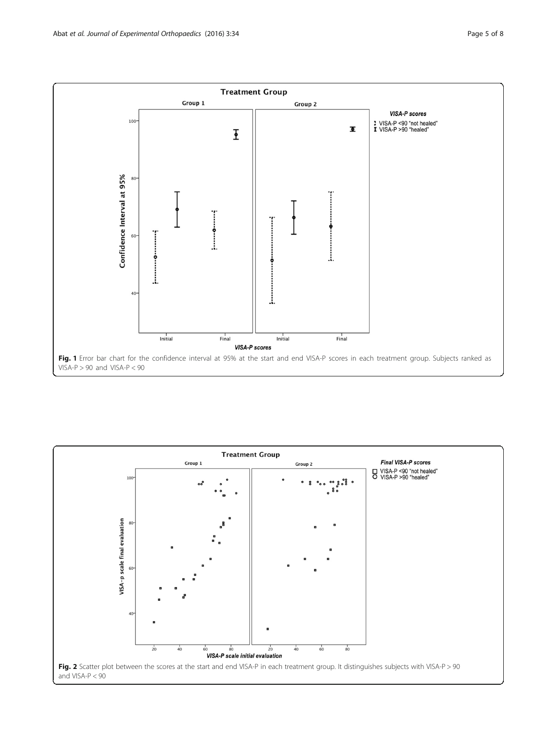**Fig. 1** Error bar chart for the confidence interval at 95% at the start and end VISA-P scores in each treatment group. Subjects ranked as VISA-P > 90 and VISA-P < 90

**Fig. 2** Scatter plot between the scores at the start and end VISA-P in each treatment group. It distinguishes subjects with VISA-P > 90 and VISA-P < 90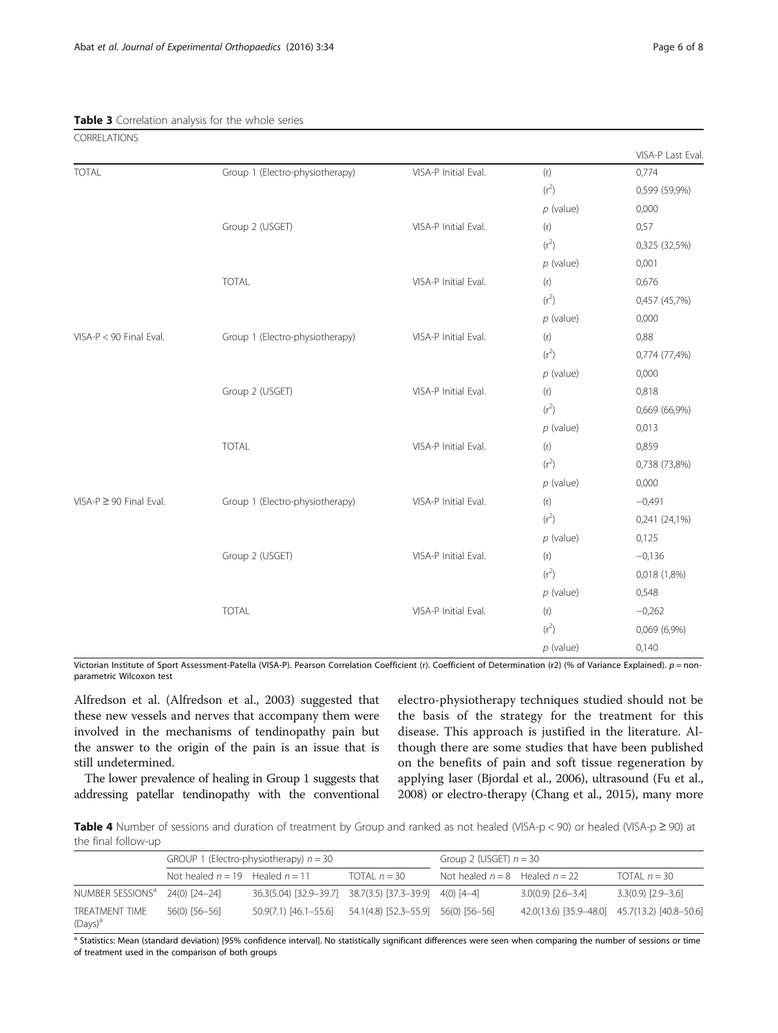**Table 3** Correlation analysis for the whole series

| CORRELATIONS | | | | |
|---|---|---|---|---|
| | | | | VISA-P Last Eval. |
| TOTAL | Group 1 (Electro-physiotherapy) | VISA-P Initial Eval. | (r) | 0,774 |
| | | | ($r^2$) | 0,599 (59,9%) |
| | | | $p$ (value) | 0,000 |
| | Group 2 (USGET) | VISA-P Initial Eval. | (r) | 0,57 |
| | | | ($r^2$) | 0,325 (32,5%) |
| | | | $p$ (value) | 0,001 |
| | TOTAL | VISA-P Initial Eval. | (r) | 0,676 |
| | | | ($r^2$) | 0,457 (45,7%) |
| | | | $p$ (value) | 0,000 |
| VISA-P < 90 Final Eval. | Group 1 (Electro-physiotherapy) | VISA-P Initial Eval. | (r) | 0,88 |
| | | | ($r^2$) | 0,774 (77,4%) |
| | | | $p$ (value) | 0,000 |
| | Group 2 (USGET) | VISA-P Initial Eval. | (r) | 0,818 |
| | | | ($r^2$) | 0,669 (66,9%) |
| | | | $p$ (value) | 0,013 |
| | TOTAL | VISA-P Initial Eval. | (r) | 0,859 |
| | | | ($r^2$) | 0,738 (73,8%) |
| | | | $p$ (value) | 0,000 |
| VISA-P ≥ 90 Final Eval. | Group 1 (Electro-physiotherapy) | VISA-P Initial Eval. | (r) | −0,491 |
| | | | ($r^2$) | 0,241 (24,1%) |
| | | | $p$ (value) | 0,125 |
| | Group 2 (USGET) | VISA-P Initial Eval. | (r) | −0,136 |
| | | | ($r^2$) | 0,018 (1,8%) |
| | | | $p$ (value) | 0,548 |
| | TOTAL | VISA-P Initial Eval. | (r) | −0,262 |
| | | | ($r^2$) | 0,069 (6,9%) |
| | | | $p$ (value) | 0,140 |

Victorian Institute of Sport Assessment-Patella (VISA-P). Pearson Correlation Coefficient (r). Coefficient of Determination (r2) (% of Variance Explained). $p$ = non-parametric Wilcoxon test

Alfredson et al. (Alfredson et al., 2003) suggested that these new vessels and nerves that accompany them were involved in the mechanisms of tendinopathy pain but the answer to the origin of the pain is an issue that is still undetermined.

The lower prevalence of healing in Group 1 suggests that addressing patellar tendinopathy with the conventional electro-physiotherapy techniques studied should not be the basis of the strategy for the treatment for this disease. This approach is justified in the literature. Although there are some studies that have been published on the benefits of pain and soft tissue regeneration by applying laser (Bjordal et al., 2006), ultrasound (Fu et al., 2008) or electro-therapy (Chang et al., 2015), many more

**Table 4** Number of sessions and duration of treatment by Group and ranked as not healed (VISA-p < 90) or healed (VISA-p ≥ 90) at the final follow-up

| | GROUP 1 (Electro-physiotherapy) $n = 30$ | | | Group 2 (USGET) $n = 30$ | | |
|---|---|---|---|---|---|---|
| | Not healed $n = 19$ | Healed $n = 11$ | TOTAL $n = 30$ | Not healed $n = 8$ | Healed $n = 22$ | TOTAL $n = 30$ |
| NUMBER SESSIONS[a] | 24(0) [24–24] | 36.3(5.04) [32.9–39.7] | 38.7(3.5) [37.3–39.9] | 4(0) [4–4] | 3.0(0.9) [2.6–3.4] | 3.3(0.9) [2.9–3.6] |
| TREATMENT TIME (Days)[a] | 56(0) [56–56] | 50.9(7.1) [46.1–55.6] | 54.1(4.8) [52.3–55.9] | 56(0) [56–56] | 42.0(13.6) [35.9–48.0] | 45.7(13.2) [40.8–50.6] |

[a] Statistics: Mean (standard deviation) [95% confidence interval]. No statistically significant differences were seen when comparing the number of sessions or time of treatment used in the comparison of both groups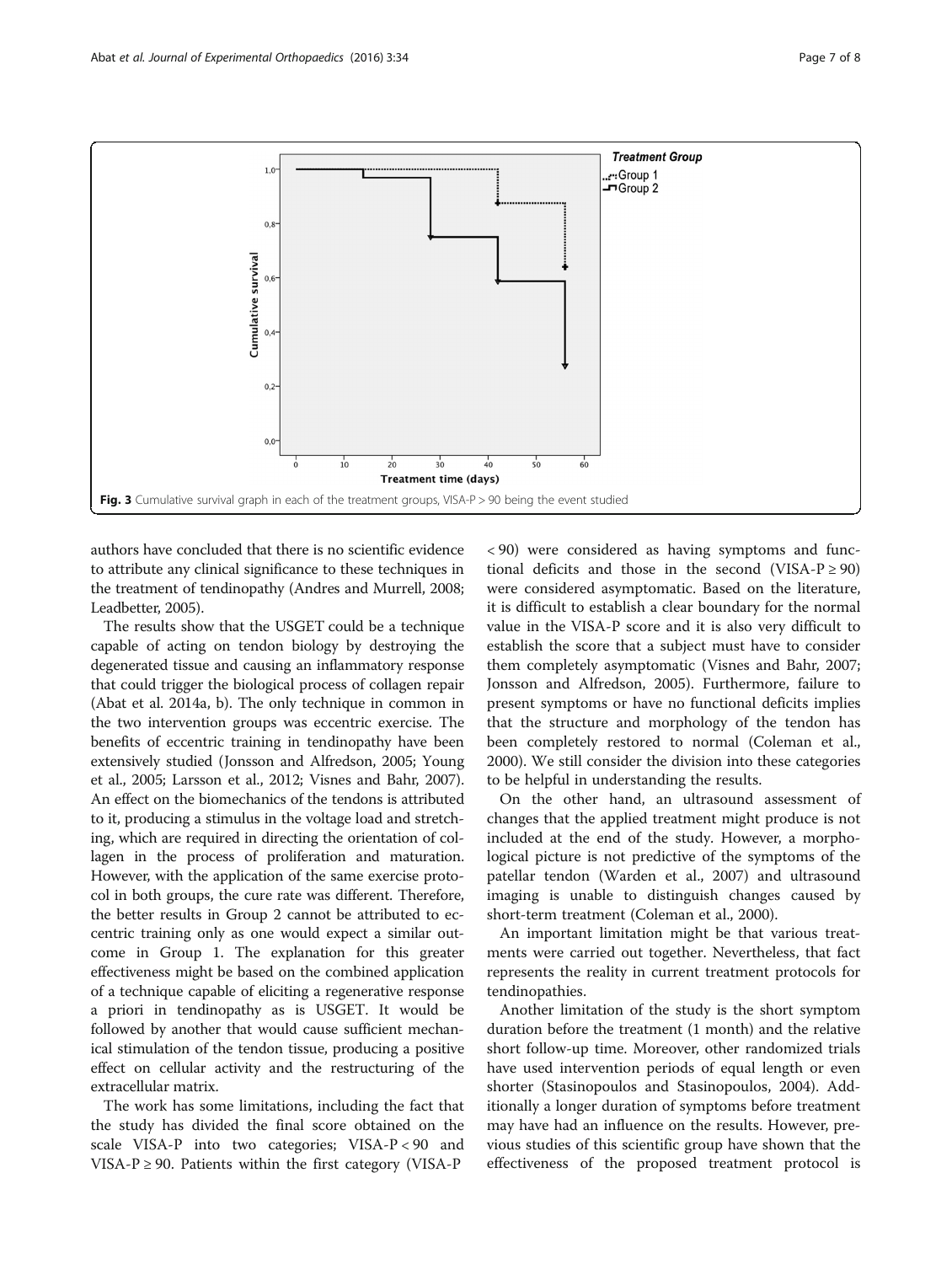Fig. 3 Cumulative survival graph in each of the treatment groups, VISA-P > 90 being the event studied

authors have concluded that there is no scientific evidence to attribute any clinical significance to these techniques in the treatment of tendinopathy (Andres and Murrell, 2008; Leadbetter, 2005).

The results show that the USGET could be a technique capable of acting on tendon biology by destroying the degenerated tissue and causing an inflammatory response that could trigger the biological process of collagen repair (Abat et al. 2014a, b). The only technique in common in the two intervention groups was eccentric exercise. The benefits of eccentric training in tendinopathy have been extensively studied (Jonsson and Alfredson, 2005; Young et al., 2005; Larsson et al., 2012; Visnes and Bahr, 2007). An effect on the biomechanics of the tendons is attributed to it, producing a stimulus in the voltage load and stretching, which are required in directing the orientation of collagen in the process of proliferation and maturation. However, with the application of the same exercise protocol in both groups, the cure rate was different. Therefore, the better results in Group 2 cannot be attributed to eccentric training only as one would expect a similar outcome in Group 1. The explanation for this greater effectiveness might be based on the combined application of a technique capable of eliciting a regenerative response a priori in tendinopathy as is USGET. It would be followed by another that would cause sufficient mechanical stimulation of the tendon tissue, producing a positive effect on cellular activity and the restructuring of the extracellular matrix.

The work has some limitations, including the fact that the study has divided the final score obtained on the scale VISA-P into two categories; VISA-P < 90 and VISA-P ≥ 90. Patients within the first category (VISA-P < 90) were considered as having symptoms and functional deficits and those in the second (VISA-P ≥ 90) were considered asymptomatic. Based on the literature, it is difficult to establish a clear boundary for the normal value in the VISA-P score and it is also very difficult to establish the score that a subject must have to consider them completely asymptomatic (Visnes and Bahr, 2007; Jonsson and Alfredson, 2005). Furthermore, failure to present symptoms or have no functional deficits implies that the structure and morphology of the tendon has been completely restored to normal (Coleman et al., 2000). We still consider the division into these categories to be helpful in understanding the results.

On the other hand, an ultrasound assessment of changes that the applied treatment might produce is not included at the end of the study. However, a morphological picture is not predictive of the symptoms of the patellar tendon (Warden et al., 2007) and ultrasound imaging is unable to distinguish changes caused by short-term treatment (Coleman et al., 2000).

An important limitation might be that various treatments were carried out together. Nevertheless, that fact represents the reality in current treatment protocols for tendinopathies.

Another limitation of the study is the short symptom duration before the treatment (1 month) and the relative short follow-up time. Moreover, other randomized trials have used intervention periods of equal length or even shorter (Stasinopoulos and Stasinopoulos, 2004). Additionally a longer duration of symptoms before treatment may have had an influence on the results. However, previous studies of this scientific group have shown that the effectiveness of the proposed treatment protocol is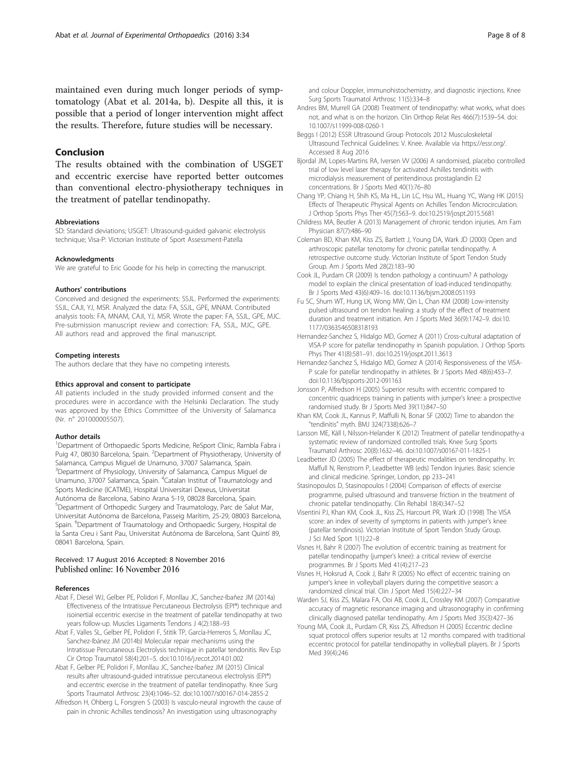maintained even during much longer periods of symptomatology (Abat et al. 2014a, b). Despite all this, it is possible that a period of longer intervention might affect the results. Therefore, future studies will be necessary.

## Conclusion

The results obtained with the combination of USGET and eccentric exercise have reported better outcomes than conventional electro-physiotherapy techniques in the treatment of patellar tendinopathy.

#### Abbreviations

SD: Standard deviations; USGET: Ultrasound-guided galvanic electrolysis technique; Visa-P: Victorian Institute of Sport Assessment-Patella

#### Acknowledgments

We are grateful to Eric Goode for his help in correcting the manuscript.

#### Authors' contributions

Conceived and designed the experiments: SSJL. Performed the experiments: SSJL, CAJI, YJ, MSR. Analyzed the data: FA, SSJL, GPE, MNAM. Contributed analysis tools: FA, MNAM, CAJI, YJ, MSR. Wrote the paper: FA, SSJL, GPE, MJC. Pre-submission manuscript review and correction: FA, SSJL, MJC, GPE. All authors read and approved the final manuscript.

#### Competing interests

The authors declare that they have no competing interests.

#### Ethics approval and consent to participate

All patients included in the study provided informed consent and the procedures were in accordance with the Helsinki Declaration. The study was approved by the Ethics Committee of the University of Salamanca (Nr. n° 201000005507).

#### Author details

[1]Department of Orthopaedic Sports Medicine, ReSport Clinic, Rambla Fabra i Puig 47, 08030 Barcelona, Spain. [2]Department of Physiotherapy, University of Salamanca, Campus Miguel de Unamuno, 37007 Salamanca, Spain. [3]Department of Physiology, University of Salamanca, Campus Miguel de Unamuno, 37007 Salamanca, Spain. [4]Catalan Institut of Traumatology and Sports Medicine (ICATME), Hospital Universitari Dexeus, Universitat Autónoma de Barcelona, Sabino Arana 5-19, 08028 Barcelona, Spain. [5]Department of Orthopedic Surgery and Traumatology, Parc de Salut Mar, Universitat Autónoma de Barcelona, Passeig Marítim, 25-29, 08003 Barcelona, Spain. [6]Department of Traumatology and Orthopaedic Surgery, Hospital de la Santa Creu i Sant Pau, Universitat Autónoma de Barcelona, Sant Quintí 89, 08041 Barcelona, Spain.

Received: 17 August 2016 Accepted: 8 November 2016
Published online: 16 November 2016

#### References

Abat F, Diesel WJ, Gelber PE, Polidori F, Monllau JC, Sanchez-Ibañez JM (2014a) Effectiveness of the Intratissue Percutaneous Electrolysis (EPI®) technique and isoinertial eccentric exercise in the treatment of patellar tendinopathy at two years follow-up. Muscles Ligaments Tendons J 4(2):188–93

Abat F, Valles SL, Gelber PE, Polidori F, Stitik TP, García-Herreros S, Monllau JC, Sanchez-Ibánez JM (2014b) Molecular repair mechanisms using the Intratissue Percutaneous Electrolysis technique in patellar tendonitis. Rev Esp Cir Ortop Traumatol 58(4):201–5. doi:10.1016/j.recot.2014.01.002

Abat F, Gelber PE, Polidori F, Monllau JC, Sanchez-Ibañez JM (2015) Clinical results after ultrasound-guided intratissue percutaneous electrolysis (EPI®) and eccentric exercise in the treatment of patellar tendinopathy. Knee Surg Sports Traumatol Arthrosc 23(4):1046–52. doi:10.1007/s00167-014-2855-2

Alfredson H, Ohberg L, Forsgren S (2003) Is vasculo-neural ingrowth the cause of pain in chronic Achilles tendinosis? An investigation using ultrasonography and colour Doppler, immunohistochemistry, and diagnostic injections. Knee Surg Sports Traumatol Arthrosc 11(5):334–8

Andres BM, Murrell GA (2008) Treatment of tendinopathy: what works, what does not, and what is on the horizon. Clin Orthop Relat Res 466(7):1539–54. doi:10.1007/s11999-008-0260-1

Beggs I (2012) ESSR Ultrasound Group Protocols 2012 Musculoskeletal Ultrasound Technical Guidelines: V. Knee. Available via https://essr.org/. Accessed 8 Aug 2016

Bjordal JM, Lopes-Martins RA, Iversen VV (2006) A randomised, placebo controlled trial of low level laser therapy for activated Achilles tendinitis with microdialysis measurement of peritendinous prostaglandin E2 concentrations. Br J Sports Med 40(1):76–80

Chang YP, Chiang H, Shih KS, Ma HL, Lin LC, Hsu WL, Huang YC, Wang HK (2015) Effects of Therapeutic Physical Agents on Achilles Tendon Microcirculation. J Orthop Sports Phys Ther 45(7):563–9. doi:10.2519/jospt.2015.5681

Childress MA, Beutler A (2013) Management of chronic tendon injuries. Am Fam Physician 87(7):486–90

Coleman BD, Khan KM, Kiss ZS, Bartlett J, Young DA, Wark JD (2000) Open and arthroscopic patellar tenotomy for chronic patellar tendinopathy. A retrospective outcome study. Victorian Institute of Sport Tendon Study Group. Am J Sports Med 28(2):183–90

Cook JL, Purdam CR (2009) Is tendon pathology a continuum? A pathology model to explain the clinical presentation of load-induced tendinopathy. Br J Sports Med 43(6):409–16. doi:10.1136/bjsm.2008.051193

Fu SC, Shum WT, Hung LK, Wong MW, Qin L, Chan KM (2008) Low-intensity pulsed ultrasound on tendon healing: a study of the effect of treatment duration and treatment initiation. Am J Sports Med 36(9):1742–9. doi:10.1177/0363546508318193

Hernandez-Sanchez S, Hidalgo MD, Gomez A (2011) Cross-cultural adaptation of VISA-P score for patellar tendinopathy in Spanish population. J Orthop Sports Phys Ther 41(8):581–91. doi:10.2519/jospt.2011.3613

Hernandez-Sanchez S, Hidalgo MD, Gomez A (2014) Responsiveness of the VISA-P scale for patellar tendinopathy in athletes. Br J Sports Med 48(6):453–7. doi:10.1136/bjsports-2012-091163

Jonsson P, Alfredson H (2005) Superior results with eccentric compared to concentric quadriceps training in patients with jumper's knee: a prospective randomised study. Br J Sports Med 39(11):847–50

Khan KM, Cook JL, Kannus P, Maffulli N, Bonar SF (2002) Time to abandon the "tendinitis" myth. BMJ 324(7338):626–7

Larsson ME, Käll I, Nilsson-Helander K (2012) Treatment of patellar tendinopathy-a systematic review of randomized controlled trials. Knee Surg Sports Traumatol Arthrosc 20(8):1632–46. doi:10.1007/s00167-011-1825-1

Leadbetter JD (2005) The effect of therapeutic modalities on tendinopathy. In: Maffull N, Renstrom P, Leadbetter WB (eds) Tendon Injuries. Basic sciencie and clinical medicine. Springer, London, pp 233–241

Stasinopoulos D, Stasinopoulos I (2004) Comparison of effects of exercise programme, pulsed ultrasound and transverse friction in the treatment of chronic patellar tendinopathy. Clin Rehabil 18(4):347–52

Visentini PJ, Khan KM, Cook JL, Kiss ZS, Harcourt PR, Wark JD (1998) The VISA score: an index of severity of symptoms in patients with jumper's knee (patellar tendinosis). Victorian Institute of Sport Tendon Study Group. J Sci Med Sport 1(1):22–8

Visnes H, Bahr R (2007) The evolution of eccentric training as treatment for patellar tendinopathy (jumper's knee): a critical review of exercise programmes. Br J Sports Med 41(4):217–23

Visnes H, Hoksrud A, Cook J, Bahr R (2005) No effect of eccentric training on jumper's knee in volleyball players during the competitive season: a randomized clinical trial. Clin J Sport Med 15(4):227–34

Warden SJ, Kiss ZS, Malara FA, Ooi AB, Cook JL, Crossley KM (2007) Comparative accuracy of magnetic resonance imaging and ultrasonography in confirming clinically diagnosed patellar tendinopathy. Am J Sports Med 35(3):427–36

Young MA, Cook JL, Purdam CR, Kiss ZS, Alfredson H (2005) Eccentric decline squat protocol offers superior results at 12 months compared with traditional eccentric protocol for patellar tendinopathy in volleyball players. Br J Sports Med 39(4):246